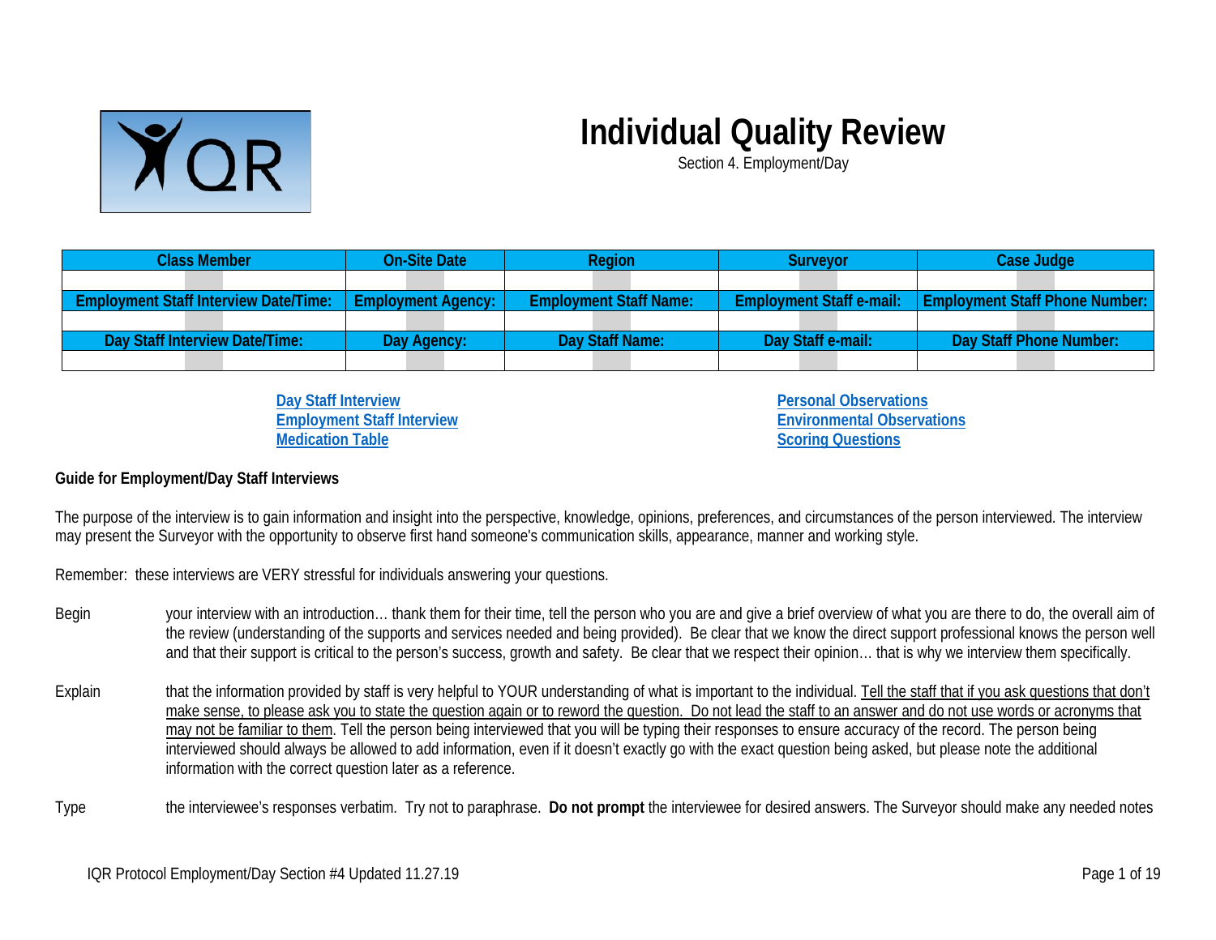# Individual Quality Review

Section 4. Employment/Day

| Class Member | On-Site Date | Region | Surveyor | Case Judge |
|---|---|---|---|---|
| | | | | |
| **Employment Staff Interview Date/Time:** | **Employment Agency:** | **Employment Staff Name:** | **Employment Staff e-mail:** | **Employment Staff Phone Number:** |
| | | | | |
| **Day Staff Interview Date/Time:** | **Day Agency:** | **Day Staff Name:** | **Day Staff e-mail:** | **Day Staff Phone Number:** |
| | | | | |

Day Staff Interview
Employment Staff Interview
Medication Table

Personal Observations
Environmental Observations
Scoring Questions

**Guide for Employment/Day Staff Interviews**

The purpose of the interview is to gain information and insight into the perspective, knowledge, opinions, preferences, and circumstances of the person interviewed. The interview may present the Surveyor with the opportunity to observe first hand someone's communication skills, appearance, manner and working style.

Remember: these interviews are VERY stressful for individuals answering your questions.

Begin your interview with an introduction… thank them for their time, tell the person who you are and give a brief overview of what you are there to do, the overall aim of the review (understanding of the supports and services needed and being provided). Be clear that we know the direct support professional knows the person well and that their support is critical to the person's success, growth and safety. Be clear that we respect their opinion… that is why we interview them specifically.

Explain that the information provided by staff is very helpful to YOUR understanding of what is important to the individual. Tell the staff that if you ask questions that don't make sense, to please ask you to state the question again or to reword the question. Do not lead the staff to an answer and do not use words or acronyms that may not be familiar to them. Tell the person being interviewed that you will be typing their responses to ensure accuracy of the record. The person being interviewed should always be allowed to add information, even if it doesn't exactly go with the exact question being asked, but please note the additional information with the correct question later as a reference.

Type the interviewee's responses verbatim. Try not to paraphrase. **Do not prompt** the interviewee for desired answers. The Surveyor should make any needed notes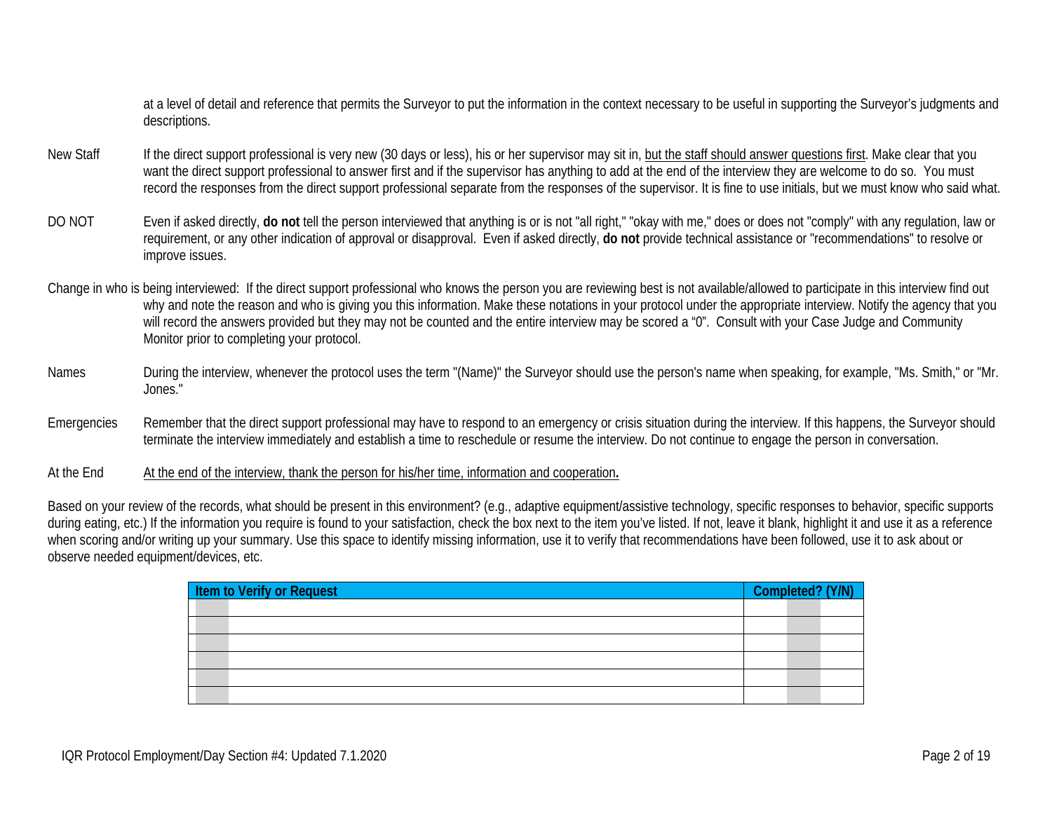at a level of detail and reference that permits the Surveyor to put the information in the context necessary to be useful in supporting the Surveyor's judgments and descriptions.

New Staff — If the direct support professional is very new (30 days or less), his or her supervisor may sit in, but the staff should answer questions first. Make clear that you want the direct support professional to answer first and if the supervisor has anything to add at the end of the interview they are welcome to do so. You must record the responses from the direct support professional separate from the responses of the supervisor. It is fine to use initials, but we must know who said what.

DO NOT — Even if asked directly, **do not** tell the person interviewed that anything is or is not "all right," "okay with me," does or does not "comply" with any regulation, law or requirement, or any other indication of approval or disapproval. Even if asked directly, **do not** provide technical assistance or "recommendations" to resolve or improve issues.

Change in who is being interviewed: If the direct support professional who knows the person you are reviewing best is not available/allowed to participate in this interview find out why and note the reason and who is giving you this information. Make these notations in your protocol under the appropriate interview. Notify the agency that you will record the answers provided but they may not be counted and the entire interview may be scored a "0". Consult with your Case Judge and Community Monitor prior to completing your protocol.

Names — During the interview, whenever the protocol uses the term "(Name)" the Surveyor should use the person's name when speaking, for example, "Ms. Smith," or "Mr. Jones."

Emergencies — Remember that the direct support professional may have to respond to an emergency or crisis situation during the interview. If this happens, the Surveyor should terminate the interview immediately and establish a time to reschedule or resume the interview. Do not continue to engage the person in conversation.

At the End — At the end of the interview, thank the person for his/her time, information and cooperation**.**

Based on your review of the records, what should be present in this environment? (e.g., adaptive equipment/assistive technology, specific responses to behavior, specific supports during eating, etc.) If the information you require is found to your satisfaction, check the box next to the item you've listed. If not, leave it blank, highlight it and use it as a reference when scoring and/or writing up your summary. Use this space to identify missing information, use it to verify that recommendations have been followed, use it to ask about or observe needed equipment/devices, etc.

| Item to Verify or Request | Completed? (Y/N) |
|---|---|
| | |
| | |
| | |
| | |
| | |
| | |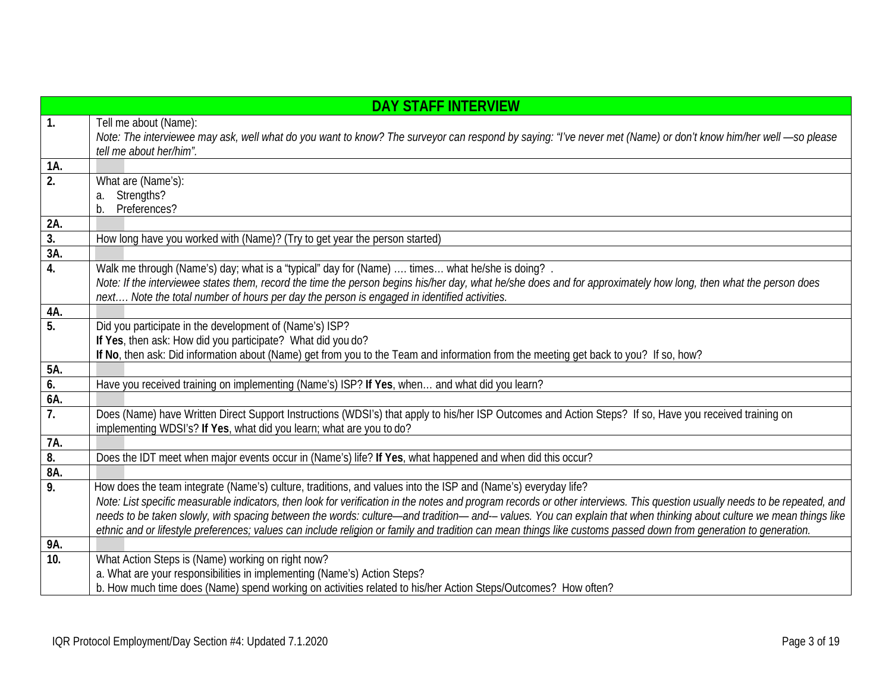| DAY STAFF INTERVIEW | |
|---|---|
| **1.** | Tell me about (Name):<br>*Note: The interviewee may ask, well what do you want to know? The surveyor can respond by saying: “I’ve never met (Name) or don’t know him/her well —so please tell me about her/him”.* |
| **1A.** | |
| **2.** | What are (Name’s):<br>a. Strengths?<br>b. Preferences? |
| **2A.** | |
| **3.** | How long have you worked with (Name)? (Try to get year the person started) |
| **3A.** | |
| **4.** | Walk me through (Name’s) day; what is a “typical” day for (Name) …. times… what he/she is doing? .<br>*Note: If the interviewee states them, record the time the person begins his/her day, what he/she does and for approximately how long, then what the person does next…. Note the total number of hours per day the person is engaged in identified activities.* |
| **4A.** | |
| **5.** | Did you participate in the development of (Name’s) ISP?<br>**If Yes**, then ask: How did you participate? What did you do?<br>**If No**, then ask: Did information about (Name) get from you to the Team and information from the meeting get back to you? If so, how? |
| **5A.** | |
| **6.** | Have you received training on implementing (Name’s) ISP? **If Yes**, when… and what did you learn? |
| **6A.** | |
| **7.** | Does (Name) have Written Direct Support Instructions (WDSI’s) that apply to his/her ISP Outcomes and Action Steps? If so, Have you received training on implementing WDSI’s? **If Yes**, what did you learn; what are you to do? |
| **7A.** | |
| **8.** | Does the IDT meet when major events occur in (Name’s) life? **If Yes**, what happened and when did this occur? |
| **8A.** | |
| **9.** | How does the team integrate (Name’s) culture, traditions, and values into the ISP and (Name’s) everyday life?<br>*Note: List specific measurable indicators, then look for verification in the notes and program records or other interviews. This question usually needs to be repeated, and needs to be taken slowly, with spacing between the words: culture—and tradition— and-– values. You can explain that when thinking about culture we mean things like ethnic and or lifestyle preferences; values can include religion or family and tradition can mean things like customs passed down from generation to generation.* |
| **9A.** | |
| **10.** | What Action Steps is (Name) working on right now?<br>a. What are your responsibilities in implementing (Name’s) Action Steps?<br>b. How much time does (Name) spend working on activities related to his/her Action Steps/Outcomes? How often? |

IQR Protocol Employment/Day Section #4: Updated 7.1.2020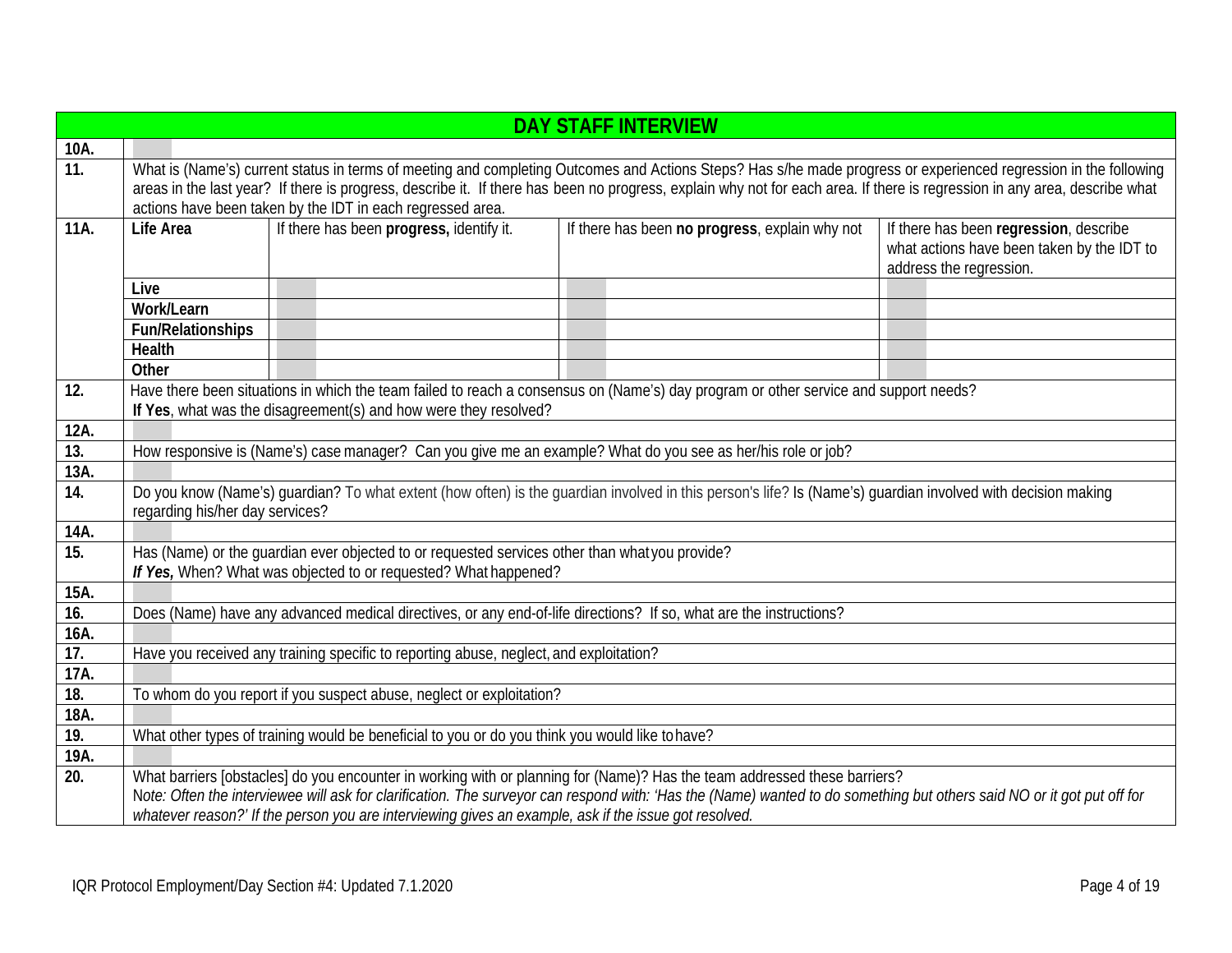| DAY STAFF INTERVIEW | | | | |
|---|---|---|---|---|
| 10A. | | | | |
| 11. | What is (Name's) current status in terms of meeting and completing Outcomes and Actions Steps? Has s/he made progress or experienced regression in the following areas in the last year? If there is progress, describe it. If there has been no progress, explain why not for each area. If there is regression in any area, describe what actions have been taken by the IDT in each regressed area. | | | |
| 11A. | **Life Area** | If there has been **progress,** identify it. | If there has been **no progress**, explain why not | If there has been **regression**, describe what actions have been taken by the IDT to address the regression. |
| | **Live** | | | |
| | **Work/Learn** | | | |
| | **Fun/Relationships** | | | |
| | **Health** | | | |
| | **Other** | | | |
| 12. | Have there been situations in which the team failed to reach a consensus on (Name's) day program or other service and support needs? **If Yes**, what was the disagreement(s) and how were they resolved? | | | |
| 12A. | | | | |
| 13. | How responsive is (Name's) case manager? Can you give me an example? What do you see as her/his role or job? | | | |
| 13A. | | | | |
| 14. | Do you know (Name's) guardian? To what extent (how often) is the guardian involved in this person's life? Is (Name's) guardian involved with decision making regarding his/her day services? | | | |
| 14A. | | | | |
| 15. | Has (Name) or the guardian ever objected to or requested services other than what you provide? ***If Yes,*** When? What was objected to or requested? What happened? | | | |
| 15A. | | | | |
| 16. | Does (Name) have any advanced medical directives, or any end-of-life directions? If so, what are the instructions? | | | |
| 16A. | | | | |
| 17. | Have you received any training specific to reporting abuse, neglect, and exploitation? | | | |
| 17A. | | | | |
| 18. | To whom do you report if you suspect abuse, neglect or exploitation? | | | |
| 18A. | | | | |
| 19. | What other types of training would be beneficial to you or do you think you would like to have? | | | |
| 19A. | | | | |
| 20. | What barriers [obstacles] do you encounter in working with or planning for (Name)? Has the team addressed these barriers? No*te: Often the interviewee will ask for clarification. The surveyor can respond with: 'Has the (Name) wanted to do something but others said NO or it got put off for whatever reason?' If the person you are interviewing gives an example, ask if the issue got resolved.* | | | |

IQR Protocol Employment/Day Section #4: Updated 7.1.2020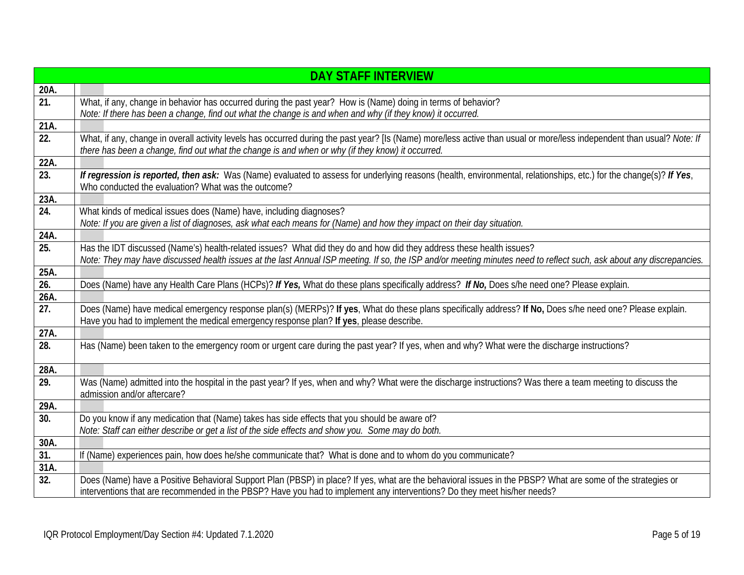| DAY STAFF INTERVIEW | |
|---|---|
| **20A.** | |
| **21.** | What, if any, change in behavior has occurred during the past year? How is (Name) doing in terms of behavior?<br>*Note: If there has been a change, find out what the change is and when and why (if they know) it occurred.* |
| **21A.** | |
| **22.** | What, if any, change in overall activity levels has occurred during the past year? [Is (Name) more/less active than usual or more/less independent than usual? *Note: If there has been a change, find out what the change is and when or why (if they know) it occurred.* |
| **22A.** | |
| **23.** | ***If regression is reported, then ask:*** Was (Name) evaluated to assess for underlying reasons (health, environmental, relationships, etc.) for the change(s)? ***If Yes***, Who conducted the evaluation? What was the outcome? |
| **23A.** | |
| **24.** | What kinds of medical issues does (Name) have, including diagnoses?<br>*Note: If you are given a list of diagnoses, ask what each means for (Name) and how they impact on their day situation.* |
| **24A.** | |
| **25.** | Has the IDT discussed (Name's) health-related issues? What did they do and how did they address these health issues?<br>*Note: They may have discussed health issues at the last Annual ISP meeting. If so, the ISP and/or meeting minutes need to reflect such, ask about any discrepancies.* |
| **25A.** | |
| **26.** | Does (Name) have any Health Care Plans (HCPs)? ***If Yes,*** What do these plans specifically address? ***If No,*** Does s/he need one? Please explain. |
| **26A.** | |
| **27.** | Does (Name) have medical emergency response plan(s) (MERPs)? **If yes**, What do these plans specifically address? **If No,** Does s/he need one? Please explain. Have you had to implement the medical emergency response plan? **If yes**, please describe. |
| **27A.** | |
| **28.** | Has (Name) been taken to the emergency room or urgent care during the past year? If yes, when and why? What were the discharge instructions? |
| **28A.** | |
| **29.** | Was (Name) admitted into the hospital in the past year? If yes, when and why? What were the discharge instructions? Was there a team meeting to discuss the admission and/or aftercare? |
| **29A.** | |
| **30.** | Do you know if any medication that (Name) takes has side effects that you should be aware of?<br>*Note: Staff can either describe or get a list of the side effects and show you. Some may do both.* |
| **30A.** | |
| **31.** | If (Name) experiences pain, how does he/she communicate that? What is done and to whom do you communicate? |
| **31A.** | |
| **32.** | Does (Name) have a Positive Behavioral Support Plan (PBSP) in place? If yes, what are the behavioral issues in the PBSP? What are some of the strategies or interventions that are recommended in the PBSP? Have you had to implement any interventions? Do they meet his/her needs? |

IQR Protocol Employment/Day Section #4: Updated 7.1.2020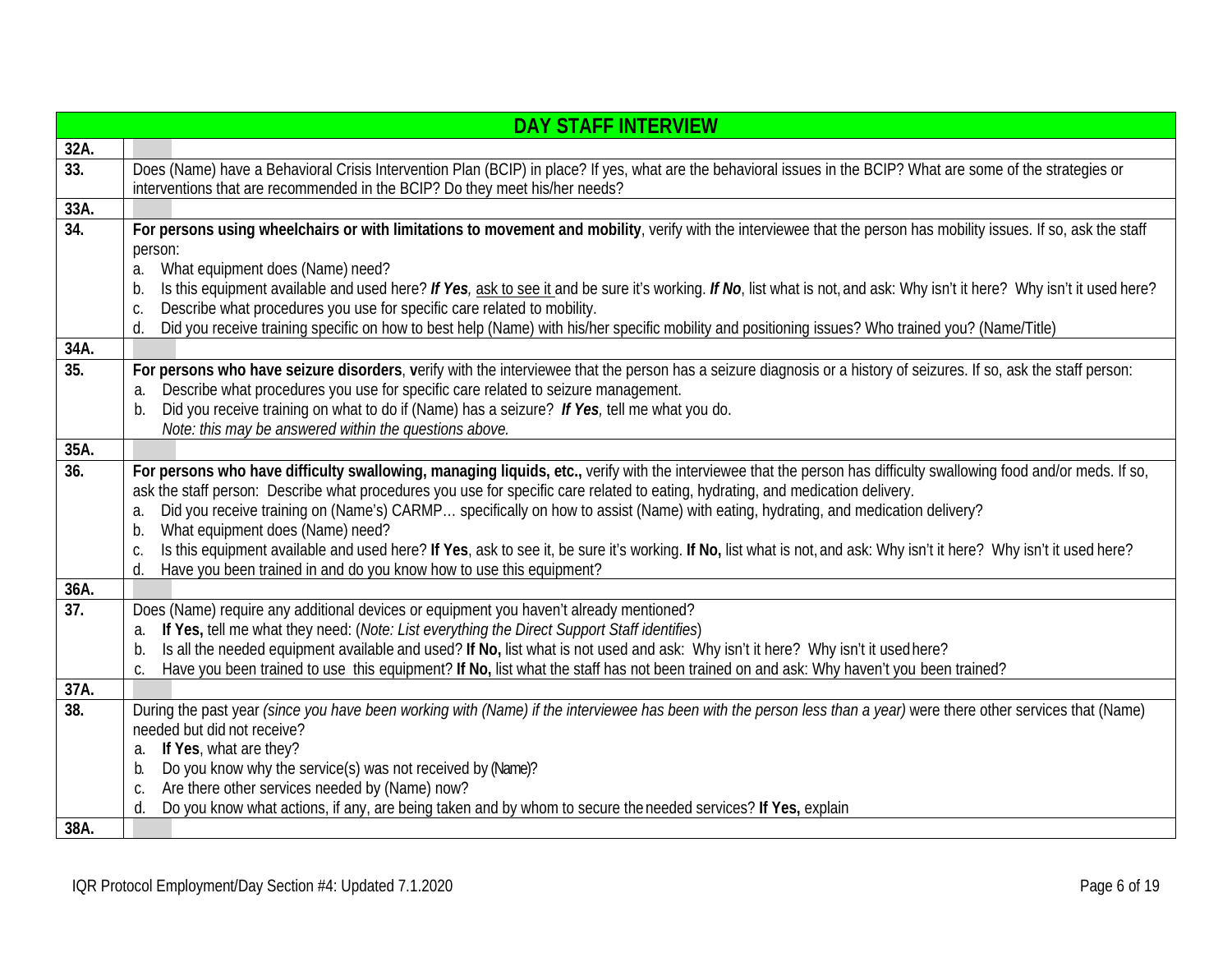| DAY STAFF INTERVIEW | |
|---|---|
| 32A. | |
| 33. | Does (Name) have a Behavioral Crisis Intervention Plan (BCIP) in place? If yes, what are the behavioral issues in the BCIP? What are some of the strategies or interventions that are recommended in the BCIP? Do they meet his/her needs? |
| 33A. | |
| 34. | **For persons using wheelchairs or with limitations to movement and mobility**, verify with the interviewee that the person has mobility issues. If so, ask the staff person:<br>a. What equipment does (Name) need?<br>b. Is this equipment available and used here? ***If Yes**,* ask to see it and be sure it's working. ***If No***, list what is not, and ask: Why isn't it here? Why isn't it used here?<br>c. Describe what procedures you use for specific care related to mobility.<br>d. Did you receive training specific on how to best help (Name) with his/her specific mobility and positioning issues? Who trained you? (Name/Title) |
| 34A. | |
| 35. | **For persons who have seizure disorders**, **v**erify with the interviewee that the person has a seizure diagnosis or a history of seizures. If so, ask the staff person:<br>a. Describe what procedures you use for specific care related to seizure management.<br>b. Did you receive training on what to do if (Name) has a seizure? ***If Yes***, tell me what you do.<br>*Note: this may be answered within the questions above.* |
| 35A. | |
| 36. | **For persons who have difficulty swallowing, managing liquids, etc.,** verify with the interviewee that the person has difficulty swallowing food and/or meds. If so, ask the staff person: Describe what procedures you use for specific care related to eating, hydrating, and medication delivery.<br>a. Did you receive training on (Name's) CARMP… specifically on how to assist (Name) with eating, hydrating, and medication delivery?<br>b. What equipment does (Name) need?<br>c. Is this equipment available and used here? **If Yes**, ask to see it, be sure it's working. **If No,** list what is not, and ask: Why isn't it here? Why isn't it used here?<br>d. Have you been trained in and do you know how to use this equipment? |
| 36A. | |
| 37. | Does (Name) require any additional devices or equipment you haven't already mentioned?<br>a. **If Yes,** tell me what they need: (*Note: List everything the Direct Support Staff identifies*)<br>b. Is all the needed equipment available and used? **If No,** list what is not used and ask: Why isn't it here? Why isn't it used here?<br>c. Have you been trained to use this equipment? **If No,** list what the staff has not been trained on and ask: Why haven't you been trained? |
| 37A. | |
| 38. | During the past year *(since you have been working with (Name) if the interviewee has been with the person less than a year)* were there other services that (Name) needed but did not receive?<br>a. **If Yes**, what are they?<br>b. Do you know why the service(s) was not received by (Name)?<br>c. Are there other services needed by (Name) now?<br>d. Do you know what actions, if any, are being taken and by whom to secure the needed services? **If Yes,** explain |
| 38A. | |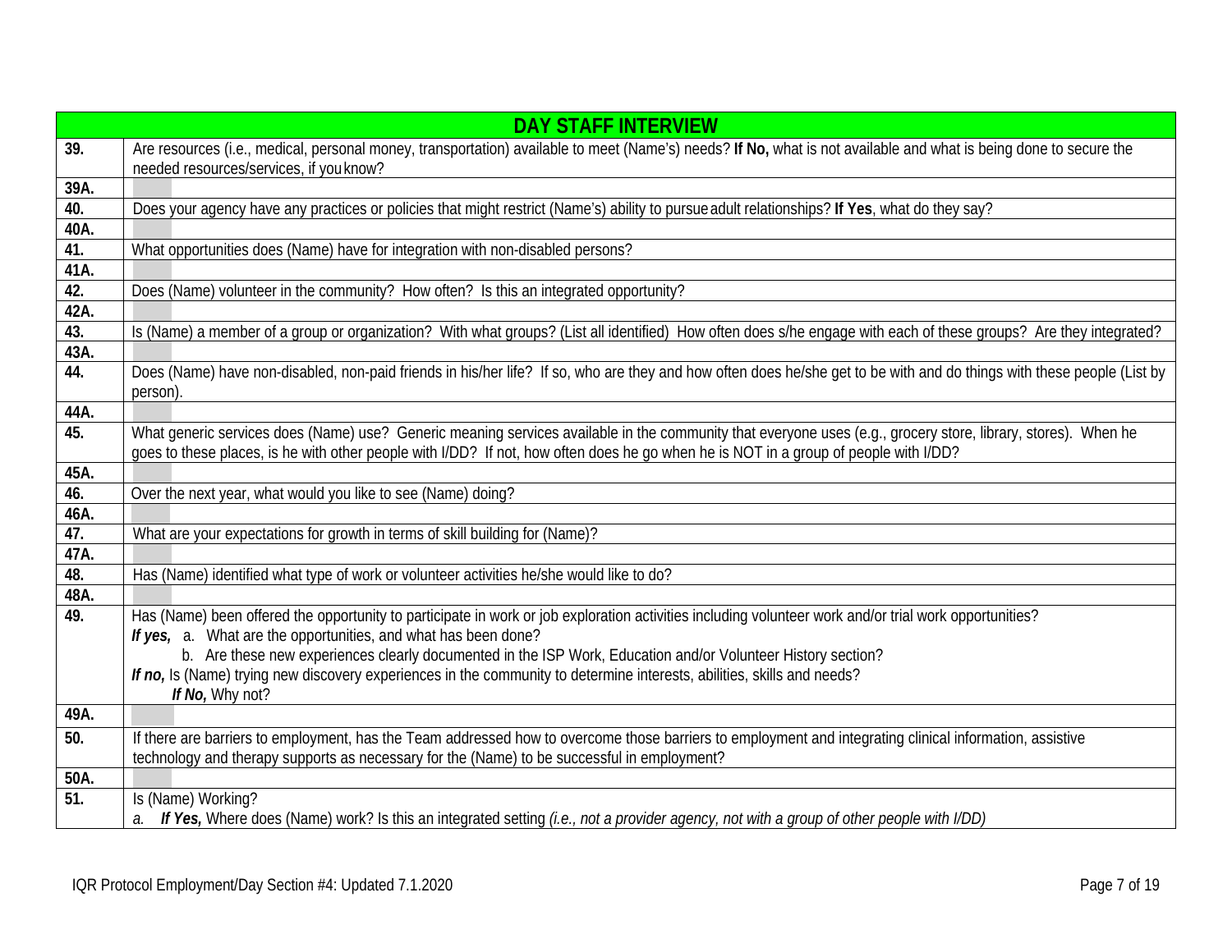| DAY STAFF INTERVIEW | |
|---|---|
| 39. | Are resources (i.e., medical, personal money, transportation) available to meet (Name's) needs? **If No,** what is not available and what is being done to secure the needed resources/services, if you know? |
| 39A. | |
| 40. | Does your agency have any practices or policies that might restrict (Name's) ability to pursue adult relationships? **If Yes**, what do they say? |
| 40A. | |
| 41. | What opportunities does (Name) have for integration with non-disabled persons? |
| 41A. | |
| 42. | Does (Name) volunteer in the community? How often? Is this an integrated opportunity? |
| 42A. | |
| 43. | Is (Name) a member of a group or organization? With what groups? (List all identified) How often does s/he engage with each of these groups? Are they integrated? |
| 43A. | |
| 44. | Does (Name) have non-disabled, non-paid friends in his/her life? If so, who are they and how often does he/she get to be with and do things with these people (List by person). |
| 44A. | |
| 45. | What generic services does (Name) use? Generic meaning services available in the community that everyone uses (e.g., grocery store, library, stores). When he goes to these places, is he with other people with I/DD? If not, how often does he go when he is NOT in a group of people with I/DD? |
| 45A. | |
| 46. | Over the next year, what would you like to see (Name) doing? |
| 46A. | |
| 47. | What are your expectations for growth in terms of skill building for (Name)? |
| 47A. | |
| 48. | Has (Name) identified what type of work or volunteer activities he/she would like to do? |
| 48A. | |
| 49. | Has (Name) been offered the opportunity to participate in work or job exploration activities including volunteer work and/or trial work opportunities?<br>***If yes,*** a. What are the opportunities, and what has been done?<br>b. Are these new experiences clearly documented in the ISP Work, Education and/or Volunteer History section?<br>***If no,*** Is (Name) trying new discovery experiences in the community to determine interests, abilities, skills and needs?<br>***If No,*** Why not? |
| 49A. | |
| 50. | If there are barriers to employment, has the Team addressed how to overcome those barriers to employment and integrating clinical information, assistive technology and therapy supports as necessary for the (Name) to be successful in employment? |
| 50A. | |
| 51. | Is (Name) Working?<br>*a.* ***If Yes,*** Where does (Name) work? Is this an integrated setting *(i.e., not a provider agency, not with a group of other people with I/DD)* |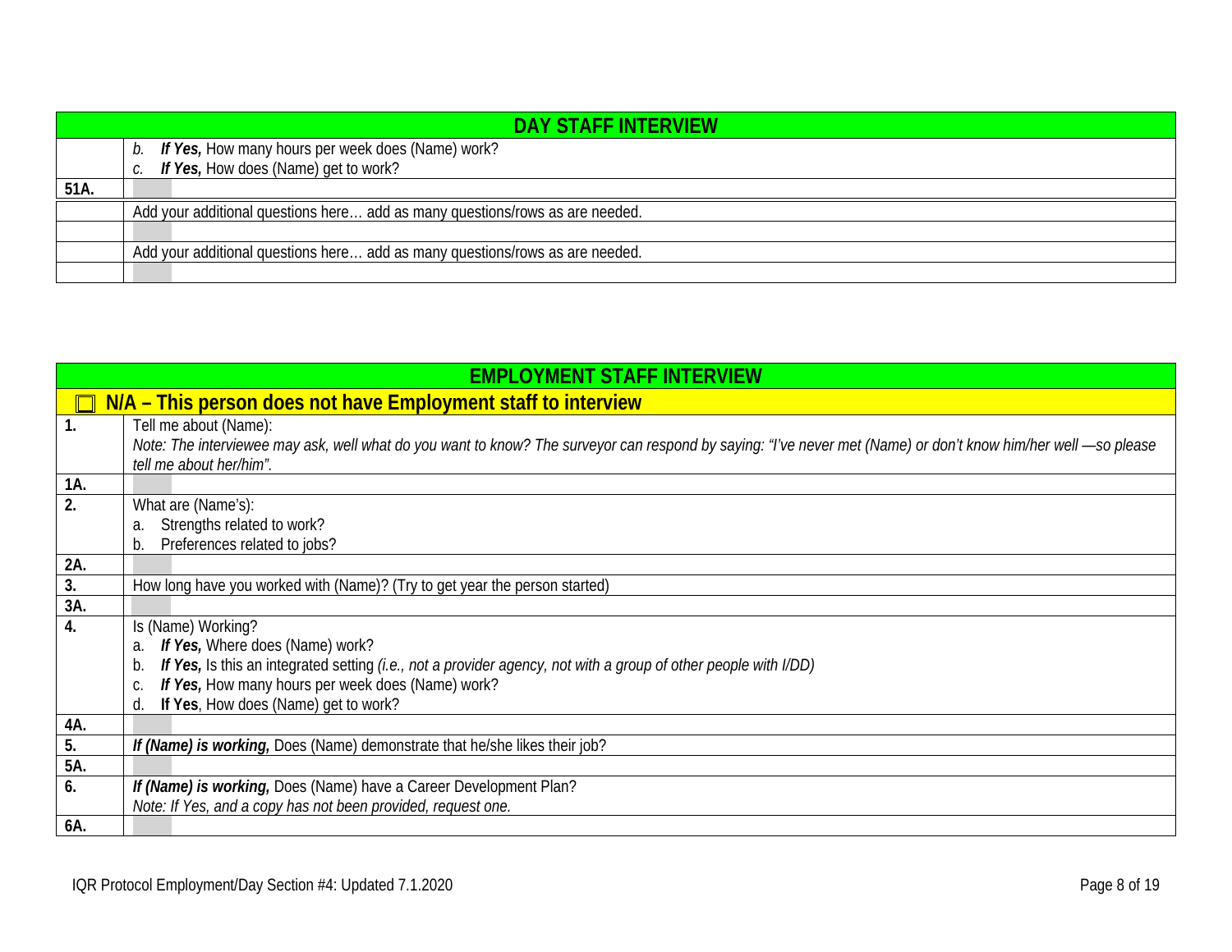| DAY STAFF INTERVIEW | |
|---|---|
| | *b.* ***If Yes,*** How many hours per week does (Name) work?<br>*c.* ***If Yes,*** How does (Name) get to work? |
| **51A.** | |
| | Add your additional questions here… add as many questions/rows as are needed. |
| | |
| | Add your additional questions here… add as many questions/rows as are needed. |
| | |

| EMPLOYMENT STAFF INTERVIEW | |
|---|---|
| ☐ **N/A – This person does not have Employment staff to interview** | |
| **1.** | Tell me about (Name):<br>*Note: The interviewee may ask, well what do you want to know? The surveyor can respond by saying: "I've never met (Name) or don't know him/her well —so please tell me about her/him".* |
| **1A.** | |
| **2.** | What are (Name's):<br>a. Strengths related to work?<br>b. Preferences related to jobs? |
| **2A.** | |
| **3.** | How long have you worked with (Name)? (Try to get year the person started) |
| **3A.** | |
| **4.** | Is (Name) Working?<br>a. ***If Yes,*** Where does (Name) work?<br>b. ***If Yes,*** Is this an integrated setting *(i.e., not a provider agency, not with a group of other people with I/DD)*<br>c. ***If Yes,*** How many hours per week does (Name) work?<br>d. **If Yes**, How does (Name) get to work? |
| **4A.** | |
| **5.** | ***If (Name) is working,*** Does (Name) demonstrate that he/she likes their job? |
| **5A.** | |
| **6.** | ***If (Name) is working,*** Does (Name) have a Career Development Plan?<br>*Note: If Yes, and a copy has not been provided, request one.* |
| **6A.** | |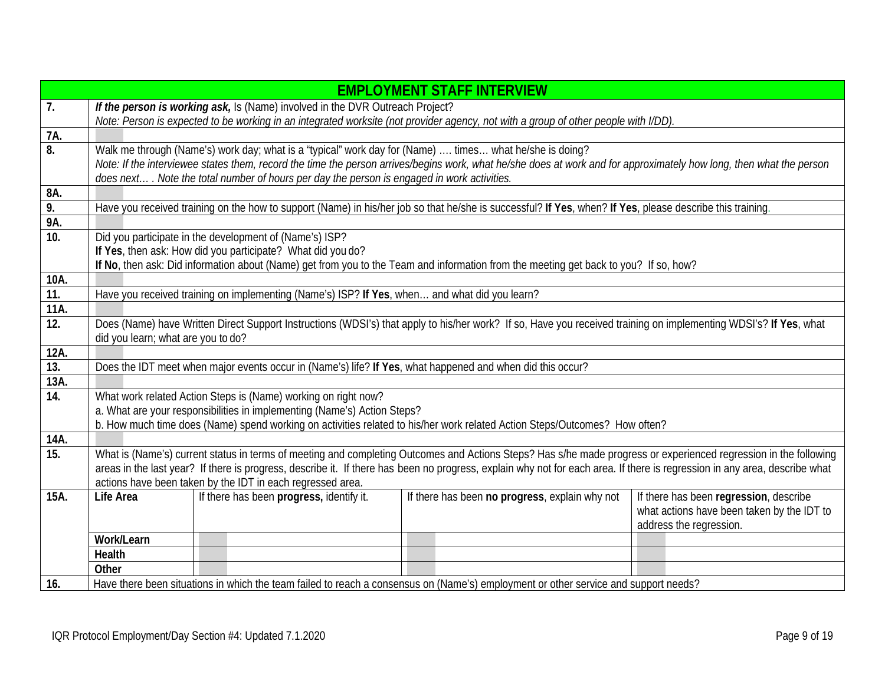| EMPLOYMENT STAFF INTERVIEW | | | | |
|---|---|---|---|---|
| **7.** | ***If the person is working ask,*** Is (Name) involved in the DVR Outreach Project?<br>*Note: Person is expected to be working in an integrated worksite (not provider agency, not with a group of other people with I/DD).* | | | |
| **7A.** | | | | |
| **8.** | Walk me through (Name's) work day; what is a "typical" work day for (Name) …. times… what he/she is doing?<br>*Note: If the interviewee states them, record the time the person arrives/begins work, what he/she does at work and for approximately how long, then what the person does next… . Note the total number of hours per day the person is engaged in work activities.* | | | |
| **8A.** | | | | |
| **9.** | Have you received training on the how to support (Name) in his/her job so that he/she is successful? **If Yes**, when? **If Yes**, please describe this training. | | | |
| **9A.** | | | | |
| **10.** | Did you participate in the development of (Name's) ISP?<br>**If Yes**, then ask: How did you participate? What did you do?<br>**If No**, then ask: Did information about (Name) get from you to the Team and information from the meeting get back to you? If so, how? | | | |
| **10A.** | | | | |
| **11.** | Have you received training on implementing (Name's) ISP? **If Yes**, when… and what did you learn? | | | |
| **11A.** | | | | |
| **12.** | Does (Name) have Written Direct Support Instructions (WDSI's) that apply to his/her work? If so, Have you received training on implementing WDSI's? **If Yes**, what did you learn; what are you to do? | | | |
| **12A.** | | | | |
| **13.** | Does the IDT meet when major events occur in (Name's) life? **If Yes**, what happened and when did this occur? | | | |
| **13A.** | | | | |
| **14.** | What work related Action Steps is (Name) working on right now?<br>a. What are your responsibilities in implementing (Name's) Action Steps?<br>b. How much time does (Name) spend working on activities related to his/her work related Action Steps/Outcomes? How often? | | | |
| **14A.** | | | | |
| **15.** | What is (Name's) current status in terms of meeting and completing Outcomes and Actions Steps? Has s/he made progress or experienced regression in the following areas in the last year? If there is progress, describe it. If there has been no progress, explain why not for each area. If there is regression in any area, describe what actions have been taken by the IDT in each regressed area. | | | |
| **15A.** | **Life Area** | If there has been **progress,** identify it. | If there has been **no progress**, explain why not | If there has been **regression**, describe what actions have been taken by the IDT to address the regression. |
| | **Work/Learn** | | | |
| | **Health** | | | |
| | **Other** | | | |
| **16.** | Have there been situations in which the team failed to reach a consensus on (Name's) employment or other service and support needs? | | | |

IQR Protocol Employment/Day Section #4: Updated 7.1.2020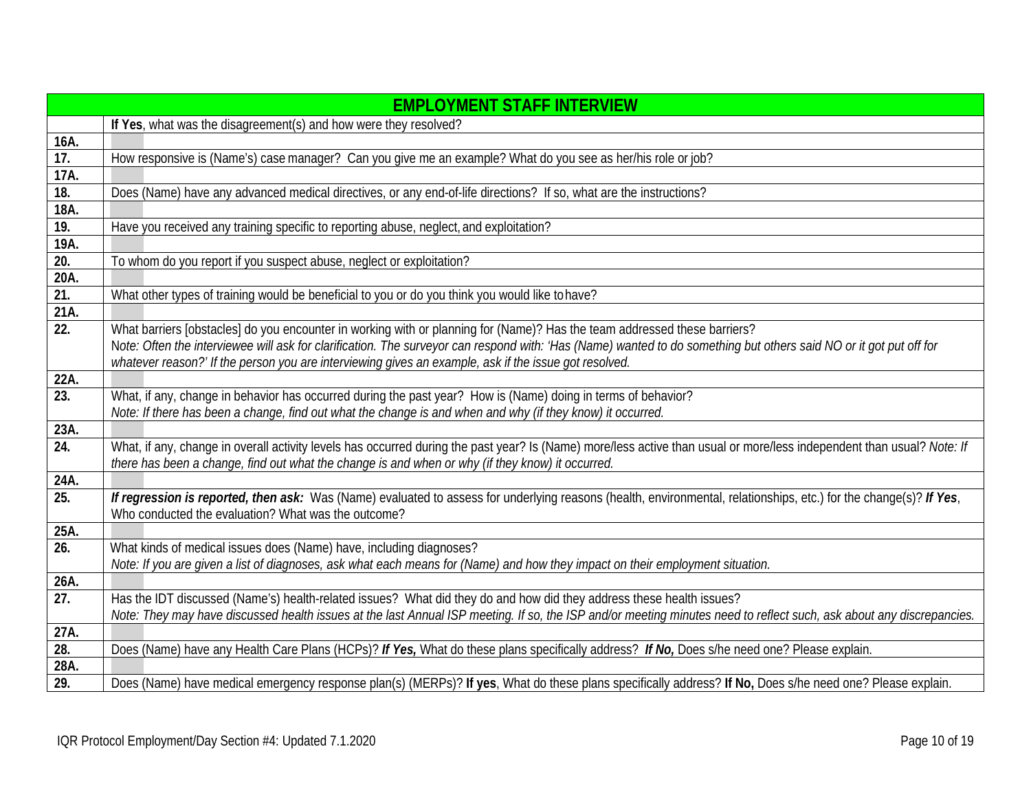| EMPLOYMENT STAFF INTERVIEW | |
|---|---|
| | **If Yes**, what was the disagreement(s) and how were they resolved? |
| **16A.** | |
| **17.** | How responsive is (Name's) case manager? Can you give me an example? What do you see as her/his role or job? |
| **17A.** | |
| **18.** | Does (Name) have any advanced medical directives, or any end-of-life directions? If so, what are the instructions? |
| **18A.** | |
| **19.** | Have you received any training specific to reporting abuse, neglect, and exploitation? |
| **19A.** | |
| **20.** | To whom do you report if you suspect abuse, neglect or exploitation? |
| **20A.** | |
| **21.** | What other types of training would be beneficial to you or do you think you would like to have? |
| **21A.** | |
| **22.** | What barriers [obstacles] do you encounter in working with or planning for (Name)? Has the team addressed these barriers? *Note: Often the interviewee will ask for clarification. The surveyor can respond with: 'Has (Name) wanted to do something but others said NO or it got put off for whatever reason?' If the person you are interviewing gives an example, ask if the issue got resolved.* |
| **22A.** | |
| **23.** | What, if any, change in behavior has occurred during the past year? How is (Name) doing in terms of behavior? *Note: If there has been a change, find out what the change is and when and why (if they know) it occurred.* |
| **23A.** | |
| **24.** | What, if any, change in overall activity levels has occurred during the past year? Is (Name) more/less active than usual or more/less independent than usual? *Note: If there has been a change, find out what the change is and when or why (if they know) it occurred.* |
| **24A.** | |
| **25.** | ***If regression is reported, then ask:*** Was (Name) evaluated to assess for underlying reasons (health, environmental, relationships, etc.) for the change(s)? ***If Yes***, Who conducted the evaluation? What was the outcome? |
| **25A.** | |
| **26.** | What kinds of medical issues does (Name) have, including diagnoses? *Note: If you are given a list of diagnoses, ask what each means for (Name) and how they impact on their employment situation.* |
| **26A.** | |
| **27.** | Has the IDT discussed (Name's) health-related issues? What did they do and how did they address these health issues? *Note: They may have discussed health issues at the last Annual ISP meeting. If so, the ISP and/or meeting minutes need to reflect such, ask about any discrepancies.* |
| **27A.** | |
| **28.** | Does (Name) have any Health Care Plans (HCPs)? ***If Yes,*** What do these plans specifically address? ***If No,*** Does s/he need one? Please explain. |
| **28A.** | |
| **29.** | Does (Name) have medical emergency response plan(s) (MERPs)? **If yes**, What do these plans specifically address? **If No,** Does s/he need one? Please explain. |

IQR Protocol Employment/Day Section #4: Updated 7.1.2020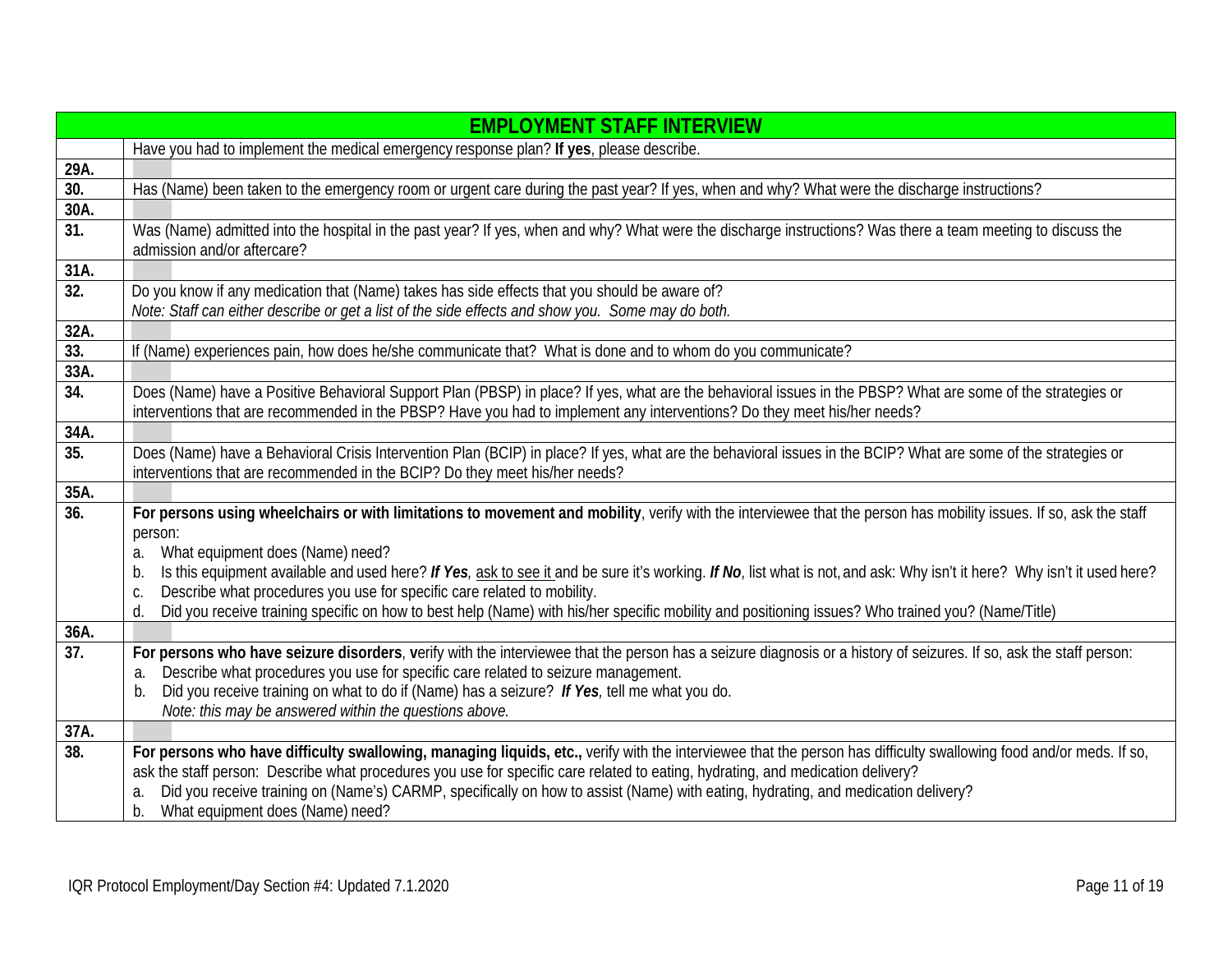| EMPLOYMENT STAFF INTERVIEW | |
|---|---|
| | Have you had to implement the medical emergency response plan? **If yes**, please describe. |
| **29A.** | |
| **30.** | Has (Name) been taken to the emergency room or urgent care during the past year? If yes, when and why? What were the discharge instructions? |
| **30A.** | |
| **31.** | Was (Name) admitted into the hospital in the past year? If yes, when and why? What were the discharge instructions? Was there a team meeting to discuss the admission and/or aftercare? |
| **31A.** | |
| **32.** | Do you know if any medication that (Name) takes has side effects that you should be aware of?<br>*Note: Staff can either describe or get a list of the side effects and show you. Some may do both.* |
| **32A.** | |
| **33.** | If (Name) experiences pain, how does he/she communicate that? What is done and to whom do you communicate? |
| **33A.** | |
| **34.** | Does (Name) have a Positive Behavioral Support Plan (PBSP) in place? If yes, what are the behavioral issues in the PBSP? What are some of the strategies or interventions that are recommended in the PBSP? Have you had to implement any interventions? Do they meet his/her needs? |
| **34A.** | |
| **35.** | Does (Name) have a Behavioral Crisis Intervention Plan (BCIP) in place? If yes, what are the behavioral issues in the BCIP? What are some of the strategies or interventions that are recommended in the BCIP? Do they meet his/her needs? |
| **35A.** | |
| **36.** | **For persons using wheelchairs or with limitations to movement and mobility**, verify with the interviewee that the person has mobility issues. If so, ask the staff person:<br>a. What equipment does (Name) need?<br>b. Is this equipment available and used here? ***If Yes,*** ask to see it and be sure it's working. ***If No***, list what is not, and ask: Why isn't it here? Why isn't it used here?<br>c. Describe what procedures you use for specific care related to mobility.<br>d. Did you receive training specific on how to best help (Name) with his/her specific mobility and positioning issues? Who trained you? (Name/Title) |
| **36A.** | |
| **37.** | **For persons who have seizure disorders**, **v**erify with the interviewee that the person has a seizure diagnosis or a history of seizures. If so, ask the staff person:<br>a. Describe what procedures you use for specific care related to seizure management.<br>b. Did you receive training on what to do if (Name) has a seizure? ***If Yes***, tell me what you do.<br>*Note: this may be answered within the questions above.* |
| **37A.** | |
| **38.** | **For persons who have difficulty swallowing, managing liquids, etc.,** verify with the interviewee that the person has difficulty swallowing food and/or meds. If so, ask the staff person: Describe what procedures you use for specific care related to eating, hydrating, and medication delivery?<br>a. Did you receive training on (Name's) CARMP, specifically on how to assist (Name) with eating, hydrating, and medication delivery?<br>b. What equipment does (Name) need? |

IQR Protocol Employment/Day Section #4: Updated 7.1.2020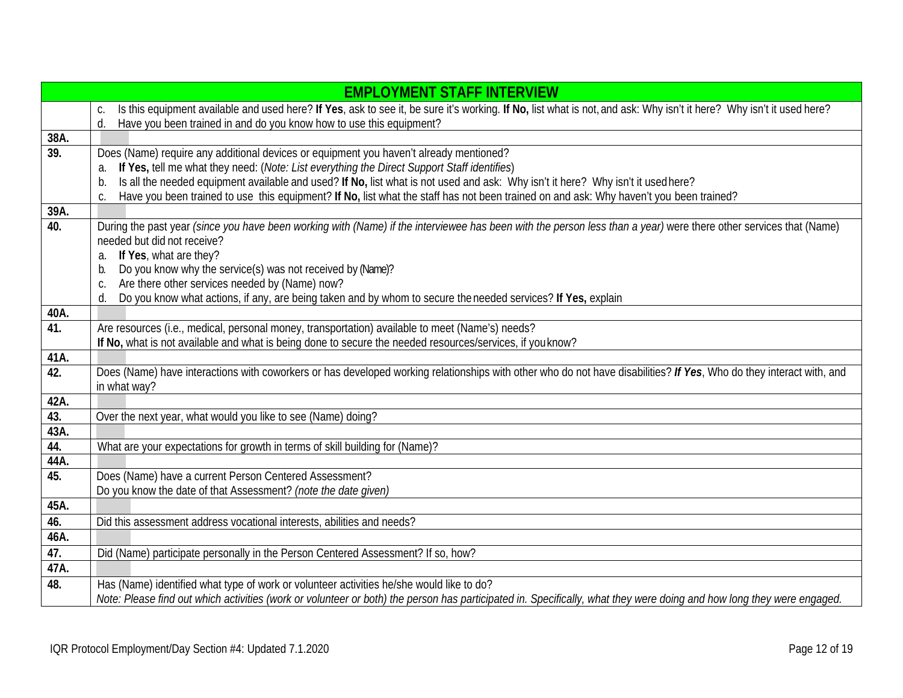| EMPLOYMENT STAFF INTERVIEW | |
|---|---|
| | c. Is this equipment available and used here? **If Yes**, ask to see it, be sure it's working. **If No,** list what is not, and ask: Why isn't it here? Why isn't it used here?<br>d. Have you been trained in and do you know how to use this equipment? |
| **38A.** | |
| **39.** | Does (Name) require any additional devices or equipment you haven't already mentioned?<br>a. **If Yes,** tell me what they need: (*Note: List everything the Direct Support Staff identifies*)<br>b. Is all the needed equipment available and used? **If No,** list what is not used and ask: Why isn't it here? Why isn't it used here?<br>c. Have you been trained to use this equipment? **If No,** list what the staff has not been trained on and ask: Why haven't you been trained? |
| **39A.** | |
| **40.** | During the past year *(since you have been working with (Name) if the interviewee has been with the person less than a year)* were there other services that (Name) needed but did not receive?<br>a. **If Yes**, what are they?<br>b. Do you know why the service(s) was not received by (Name)?<br>c. Are there other services needed by (Name) now?<br>d. Do you know what actions, if any, are being taken and by whom to secure the needed services? **If Yes,** explain |
| **40A.** | |
| **41.** | Are resources (i.e., medical, personal money, transportation) available to meet (Name's) needs?<br>**If No,** what is not available and what is being done to secure the needed resources/services, if you know? |
| **41A.** | |
| **42.** | Does (Name) have interactions with coworkers or has developed working relationships with other who do not have disabilities? ***If Yes***, Who do they interact with, and in what way? |
| **42A.** | |
| **43.** | Over the next year, what would you like to see (Name) doing? |
| **43A.** | |
| **44.** | What are your expectations for growth in terms of skill building for (Name)? |
| **44A.** | |
| **45.** | Does (Name) have a current Person Centered Assessment?<br>Do you know the date of that Assessment? *(note the date given)* |
| **45A.** | |
| **46.** | Did this assessment address vocational interests, abilities and needs? |
| **46A.** | |
| **47.** | Did (Name) participate personally in the Person Centered Assessment? If so, how? |
| **47A.** | |
| **48.** | Has (Name) identified what type of work or volunteer activities he/she would like to do?<br>*Note: Please find out which activities (work or volunteer or both) the person has participated in. Specifically, what they were doing and how long they were engaged.* |

IQR Protocol Employment/Day Section #4: Updated 7.1.2020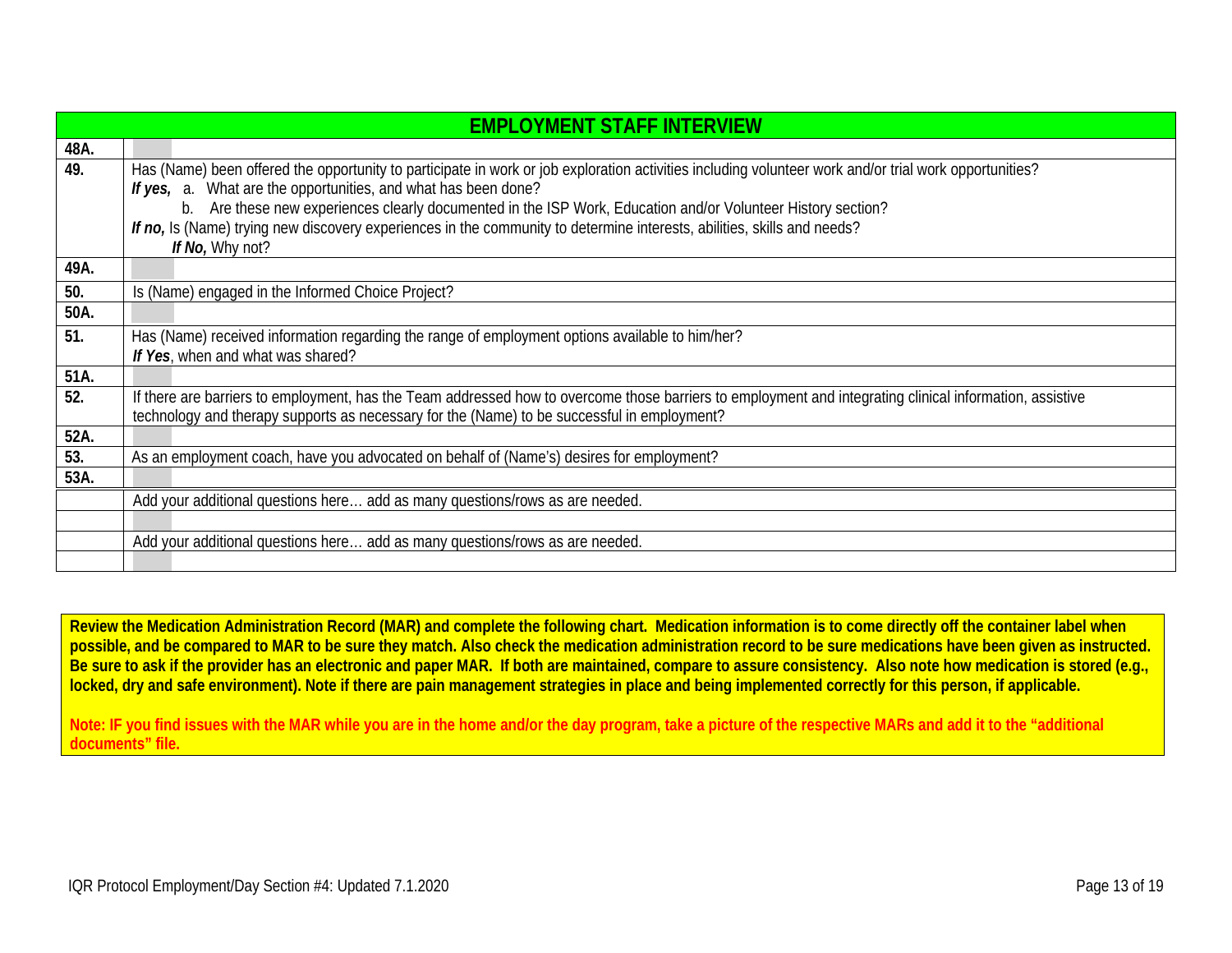| EMPLOYMENT STAFF INTERVIEW | |
|---|---|
| 48A. | |
| 49. | Has (Name) been offered the opportunity to participate in work or job exploration activities including volunteer work and/or trial work opportunities?<br>***If yes,*** a. What are the opportunities, and what has been done?<br>b. Are these new experiences clearly documented in the ISP Work, Education and/or Volunteer History section?<br>***If no,*** Is (Name) trying new discovery experiences in the community to determine interests, abilities, skills and needs?<br>***If No,*** Why not? |
| 49A. | |
| 50. | Is (Name) engaged in the Informed Choice Project? |
| 50A. | |
| 51. | Has (Name) received information regarding the range of employment options available to him/her?<br>***If Yes***, when and what was shared? |
| 51A. | |
| 52. | If there are barriers to employment, has the Team addressed how to overcome those barriers to employment and integrating clinical information, assistive technology and therapy supports as necessary for the (Name) to be successful in employment? |
| 52A. | |
| 53. | As an employment coach, have you advocated on behalf of (Name's) desires for employment? |
| 53A. | |
| | Add your additional questions here… add as many questions/rows as are needed. |
| | |
| | Add your additional questions here… add as many questions/rows as are needed. |
| | |

**Review the Medication Administration Record (MAR) and complete the following chart. Medication information is to come directly off the container label when possible, and be compared to MAR to be sure they match. Also check the medication administration record to be sure medications have been given as instructed. Be sure to ask if the provider has an electronic and paper MAR. If both are maintained, compare to assure consistency. Also note how medication is stored (e.g., locked, dry and safe environment). Note if there are pain management strategies in place and being implemented correctly for this person, if applicable.**

**Note: IF you find issues with the MAR while you are in the home and/or the day program, take a picture of the respective MARs and add it to the "additional documents" file.**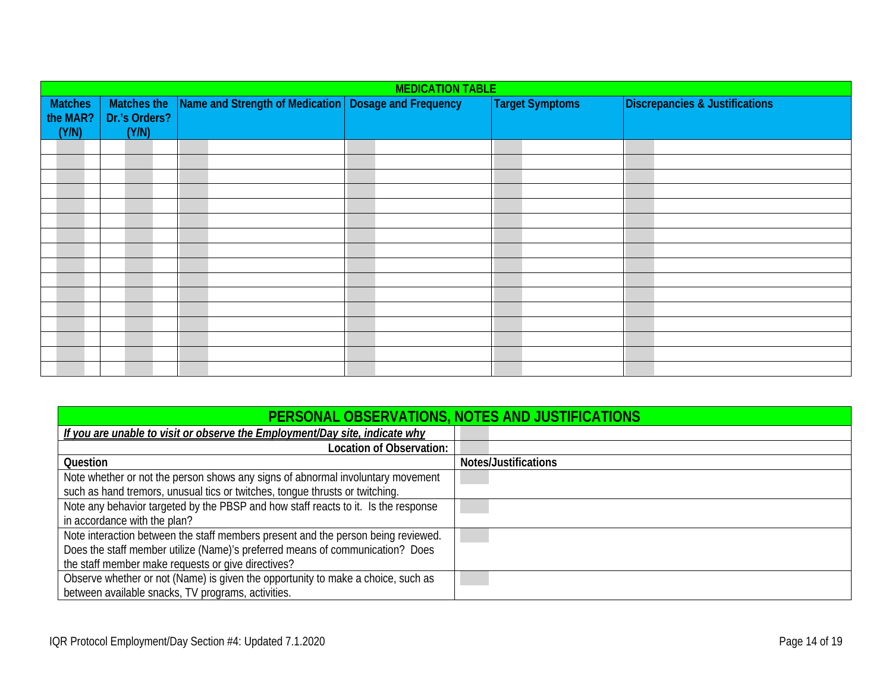| MEDICATION TABLE | | | | | |
|---|---|---|---|---|---|
| Matches the MAR? (Y/N) | Matches the Dr.'s Orders? (Y/N) | Name and Strength of Medication | Dosage and Frequency | Target Symptoms | Discrepancies & Justifications |
| | | | | | |
| | | | | | |
| | | | | | |
| | | | | | |
| | | | | | |
| | | | | | |
| | | | | | |
| | | | | | |
| | | | | | |
| | | | | | |
| | | | | | |
| | | | | | |
| | | | | | |
| | | | | | |
| | | | | | |
| | | | | | |

| PERSONAL OBSERVATIONS, NOTES AND JUSTIFICATIONS | |
|---|---|
| ***If you are unable to visit or observe the Employment/Day site, indicate why*** | |
| **Location of Observation:** | |
| **Question** | **Notes/Justifications** |
| Note whether or not the person shows any signs of abnormal involuntary movement such as hand tremors, unusual tics or twitches, tongue thrusts or twitching. | |
| Note any behavior targeted by the PBSP and how staff reacts to it. Is the response in accordance with the plan? | |
| Note interaction between the staff members present and the person being reviewed. Does the staff member utilize (Name)'s preferred means of communication? Does the staff member make requests or give directives? | |
| Observe whether or not (Name) is given the opportunity to make a choice, such as between available snacks, TV programs, activities. | |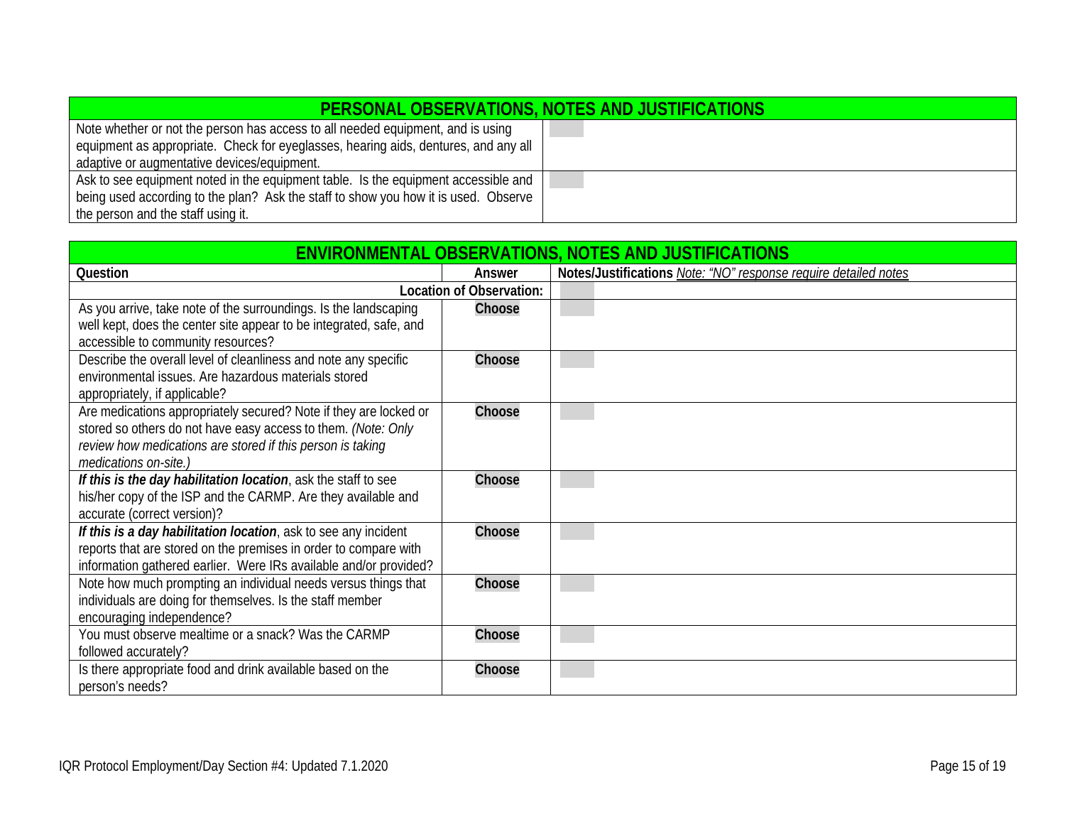| PERSONAL OBSERVATIONS, NOTES AND JUSTIFICATIONS | |
|---|---|
| Note whether or not the person has access to all needed equipment, and is using equipment as appropriate. Check for eyeglasses, hearing aids, dentures, and any all adaptive or augmentative devices/equipment. | |
| Ask to see equipment noted in the equipment table. Is the equipment accessible and being used according to the plan? Ask the staff to show you how it is used. Observe the person and the staff using it. | |

| ENVIRONMENTAL OBSERVATIONS, NOTES AND JUSTIFICATIONS | | |
|---|---|---|
| **Question** | **Answer** | **Notes/Justifications** Note: "NO" response require detailed notes |
| | **Location of Observation:** | |
| As you arrive, take note of the surroundings. Is the landscaping well kept, does the center site appear to be integrated, safe, and accessible to community resources? | **Choose** | |
| Describe the overall level of cleanliness and note any specific environmental issues. Are hazardous materials stored appropriately, if applicable? | **Choose** | |
| Are medications appropriately secured? Note if they are locked or stored so others do not have easy access to them. *(Note: Only review how medications are stored if this person is taking medications on-site.)* | **Choose** | |
| ***If this is the day habilitation location***, ask the staff to see his/her copy of the ISP and the CARMP. Are they available and accurate (correct version)? | **Choose** | |
| ***If this is a day habilitation location***, ask to see any incident reports that are stored on the premises in order to compare with information gathered earlier. Were IRs available and/or provided? | **Choose** | |
| Note how much prompting an individual needs versus things that individuals are doing for themselves. Is the staff member encouraging independence? | **Choose** | |
| You must observe mealtime or a snack? Was the CARMP followed accurately? | **Choose** | |
| Is there appropriate food and drink available based on the person's needs? | **Choose** | |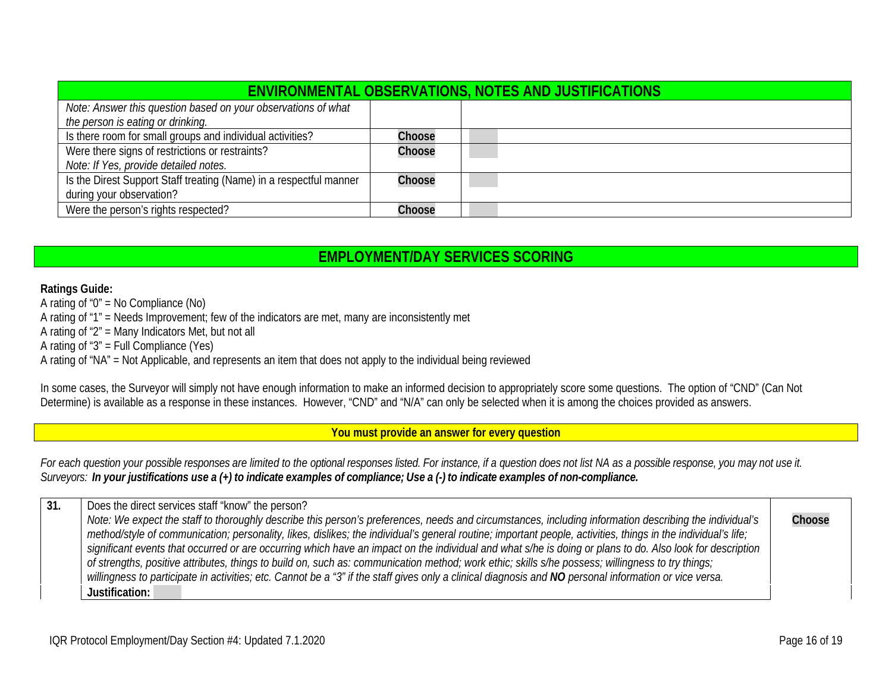| ENVIRONMENTAL OBSERVATIONS, NOTES AND JUSTIFICATIONS | | |
|---|---|---|
| *Note: Answer this question based on your observations of what the person is eating or drinking.* | | |
| Is there room for small groups and individual activities? | Choose | |
| Were there signs of restrictions or restraints? *Note: If Yes, provide detailed notes.* | Choose | |
| Is the Direst Support Staff treating (Name) in a respectful manner during your observation? | Choose | |
| Were the person's rights respected? | Choose | |

## EMPLOYMENT/DAY SERVICES SCORING

**Ratings Guide:**

A rating of "0" = No Compliance (No)
A rating of "1" = Needs Improvement; few of the indicators are met, many are inconsistently met
A rating of "2" = Many Indicators Met, but not all
A rating of "3" = Full Compliance (Yes)
A rating of "NA" = Not Applicable, and represents an item that does not apply to the individual being reviewed

In some cases, the Surveyor will simply not have enough information to make an informed decision to appropriately score some questions. The option of "CND" (Can Not Determine) is available as a response in these instances. However, "CND" and "N/A" can only be selected when it is among the choices provided as answers.

**You must provide an answer for every question**

*For each question your possible responses are limited to the optional responses listed. For instance, if a question does not list NA as a possible response, you may not use it.*
*Surveyors:* ***In your justifications use a (+) to indicate examples of compliance; Use a (-) to indicate examples of non-compliance.***

| | | |
|---|---|---|
| **31.** | Does the direct services staff "know" the person?<br>*Note: We expect the staff to thoroughly describe this person's preferences, needs and circumstances, including information describing the individual's method/style of communication; personality, likes, dislikes; the individual's general routine; important people, activities, things in the individual's life; significant events that occurred or are occurring which have an impact on the individual and what s/he is doing or plans to do. Also look for description of strengths, positive attributes, things to build on, such as: communication method; work ethic; skills s/he possess; willingness to try things; willingness to participate in activities; etc. Cannot be a "3" if the staff gives only a clinical diagnosis and* ***NO*** *personal information or vice versa.* | Choose |
| | **Justification:** | |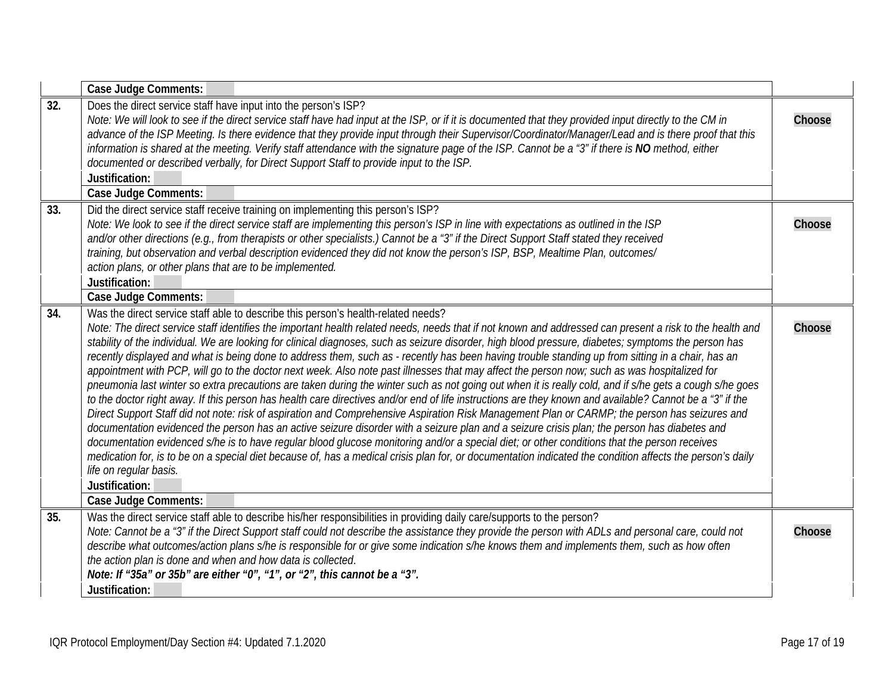| | | |
|---|---|---|
| | **Case Judge Comments:** | |
| **32.** | Does the direct service staff have input into the person's ISP?<br>*Note: We will look to see if the direct service staff have had input at the ISP, or if it is documented that they provided input directly to the CM in advance of the ISP Meeting. Is there evidence that they provide input through their Supervisor/Coordinator/Manager/Lead and is there proof that this information is shared at the meeting. Verify staff attendance with the signature page of the ISP. Cannot be a "3" if there is **NO** method, either documented or described verbally, for Direct Support Staff to provide input to the ISP.*<br>**Justification:**<br>**Case Judge Comments:** | **Choose** |
| **33.** | Did the direct service staff receive training on implementing this person's ISP?<br>*Note: We look to see if the direct service staff are implementing this person's ISP in line with expectations as outlined in the ISP and/or other directions (e.g., from therapists or other specialists.) Cannot be a "3" if the Direct Support Staff stated they received training, but observation and verbal description evidenced they did not know the person's ISP, BSP, Mealtime Plan, outcomes/ action plans, or other plans that are to be implemented.*<br>**Justification:**<br>**Case Judge Comments:** | **Choose** |
| **34.** | Was the direct service staff able to describe this person's health-related needs?<br>*Note: The direct service staff identifies the important health related needs, needs that if not known and addressed can present a risk to the health and stability of the individual. We are looking for clinical diagnoses, such as seizure disorder, high blood pressure, diabetes; symptoms the person has recently displayed and what is being done to address them, such as - recently has been having trouble standing up from sitting in a chair, has an appointment with PCP, will go to the doctor next week. Also note past illnesses that may affect the person now; such as was hospitalized for pneumonia last winter so extra precautions are taken during the winter such as not going out when it is really cold, and if s/he gets a cough s/he goes to the doctor right away. If this person has health care directives and/or end of life instructions are they known and available? Cannot be a "3" if the Direct Support Staff did not note: risk of aspiration and Comprehensive Aspiration Risk Management Plan or CARMP; the person has seizures and documentation evidenced the person has an active seizure disorder with a seizure plan and a seizure crisis plan; the person has diabetes and documentation evidenced s/he is to have regular blood glucose monitoring and/or a special diet; or other conditions that the person receives medication for, is to be on a special diet because of, has a medical crisis plan for, or documentation indicated the condition affects the person's daily life on regular basis.*<br>**Justification:**<br>**Case Judge Comments:** | **Choose** |
| **35.** | Was the direct service staff able to describe his/her responsibilities in providing daily care/supports to the person?<br>*Note: Cannot be a "3" if the Direct Support staff could not describe the assistance they provide the person with ADLs and personal care, could not describe what outcomes/action plans s/he is responsible for or give some indication s/he knows them and implements them, such as how often the action plan is done and when and how data is collected.*<br>***Note: If "35a" or 35b" are either "0", "1", or "2", this cannot be a "3".***<br>**Justification:** | **Choose** |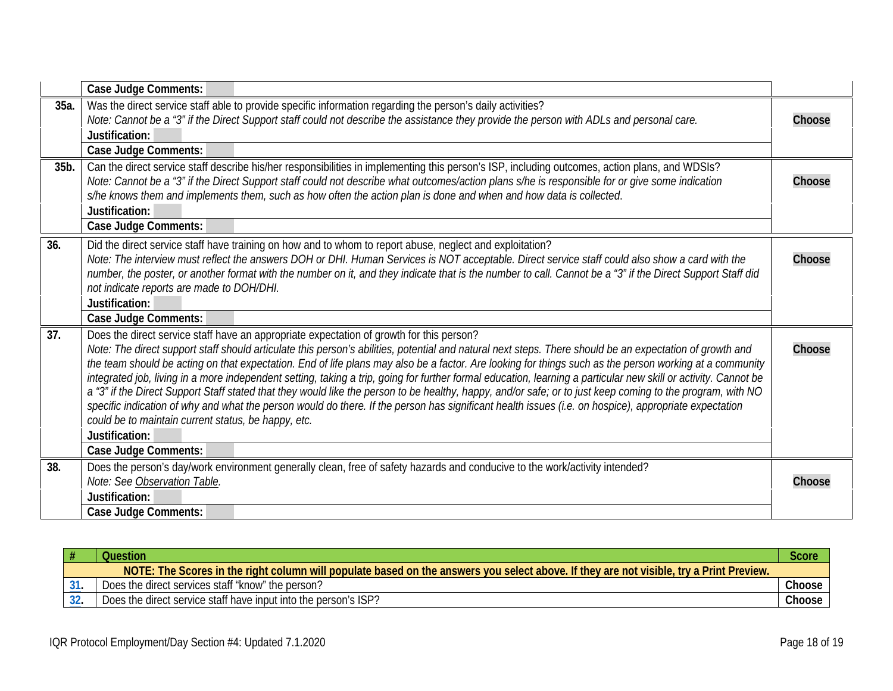| | | |
|---|---|---|
| | **Case Judge Comments:** | |
| **35a.** | Was the direct service staff able to provide specific information regarding the person's daily activities?<br>*Note: Cannot be a "3" if the Direct Support staff could not describe the assistance they provide the person with ADLs and personal care.*<br>**Justification:**<br>**Case Judge Comments:** | **Choose** |
| **35b.** | Can the direct service staff describe his/her responsibilities in implementing this person's ISP, including outcomes, action plans, and WDSIs?<br>*Note: Cannot be a "3" if the Direct Support staff could not describe what outcomes/action plans s/he is responsible for or give some indication s/he knows them and implements them, such as how often the action plan is done and when and how data is collected.*<br>**Justification:**<br>**Case Judge Comments:** | **Choose** |
| **36.** | Did the direct service staff have training on how and to whom to report abuse, neglect and exploitation?<br>*Note: The interview must reflect the answers DOH or DHI. Human Services is NOT acceptable. Direct service staff could also show a card with the number, the poster, or another format with the number on it, and they indicate that is the number to call. Cannot be a "3" if the Direct Support Staff did not indicate reports are made to DOH/DHI.*<br>**Justification:**<br>**Case Judge Comments:** | **Choose** |
| **37.** | Does the direct service staff have an appropriate expectation of growth for this person?<br>*Note: The direct support staff should articulate this person's abilities, potential and natural next steps. There should be an expectation of growth and the team should be acting on that expectation. End of life plans may also be a factor. Are looking for things such as the person working at a community integrated job, living in a more independent setting, taking a trip, going for further formal education, learning a particular new skill or activity. Cannot be a "3" if the Direct Support Staff stated that they would like the person to be healthy, happy, and/or safe; or to just keep coming to the program, with NO specific indication of why and what the person would do there. If the person has significant health issues (i.e. on hospice), appropriate expectation could be to maintain current status, be happy, etc.*<br>**Justification:**<br>**Case Judge Comments:** | **Choose** |
| **38.** | Does the person's day/work environment generally clean, free of safety hazards and conducive to the work/activity intended?<br>*Note: See Observation Table.*<br>**Justification:**<br>**Case Judge Comments:** | **Choose** |

| # | Question | Score |
|---|---|---|
| **NOTE: The Scores in the right column will populate based on the answers you select above. If they are not visible, try a Print Preview.** | | |
| 31. | Does the direct services staff "know" the person? | Choose |
| 32. | Does the direct service staff have input into the person's ISP? | Choose |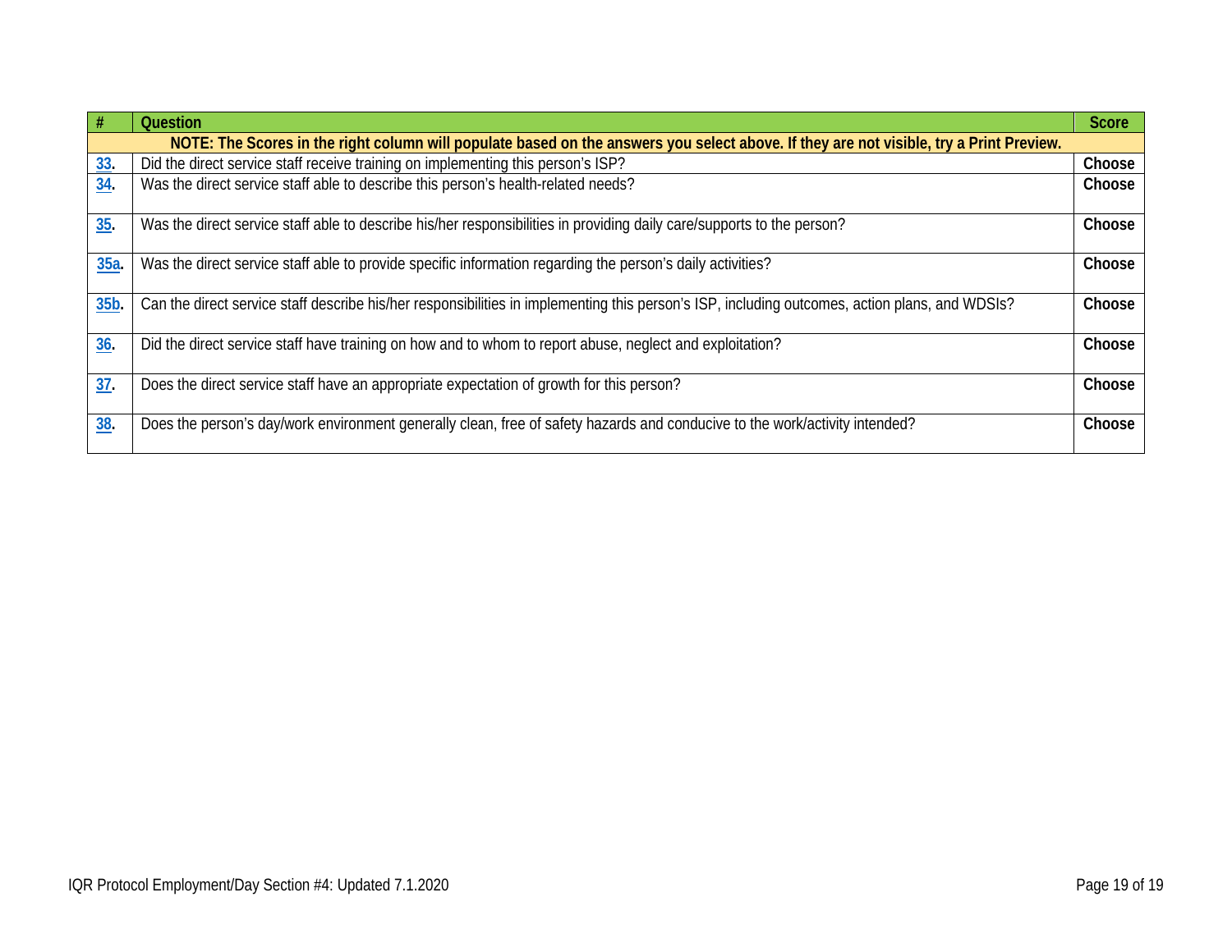| # | Question | Score |
|---|---|---|
| | **NOTE: The Scores in the right column will populate based on the answers you select above. If they are not visible, try a Print Preview.** | |
| 33. | Did the direct service staff receive training on implementing this person's ISP? | **Choose** |
| 34. | Was the direct service staff able to describe this person's health-related needs? | **Choose** |
| 35. | Was the direct service staff able to describe his/her responsibilities in providing daily care/supports to the person? | **Choose** |
| 35a. | Was the direct service staff able to provide specific information regarding the person's daily activities? | **Choose** |
| 35b. | Can the direct service staff describe his/her responsibilities in implementing this person's ISP, including outcomes, action plans, and WDSIs? | **Choose** |
| 36. | Did the direct service staff have training on how and to whom to report abuse, neglect and exploitation? | **Choose** |
| 37. | Does the direct service staff have an appropriate expectation of growth for this person? | **Choose** |
| 38. | Does the person's day/work environment generally clean, free of safety hazards and conducive to the work/activity intended? | **Choose** |